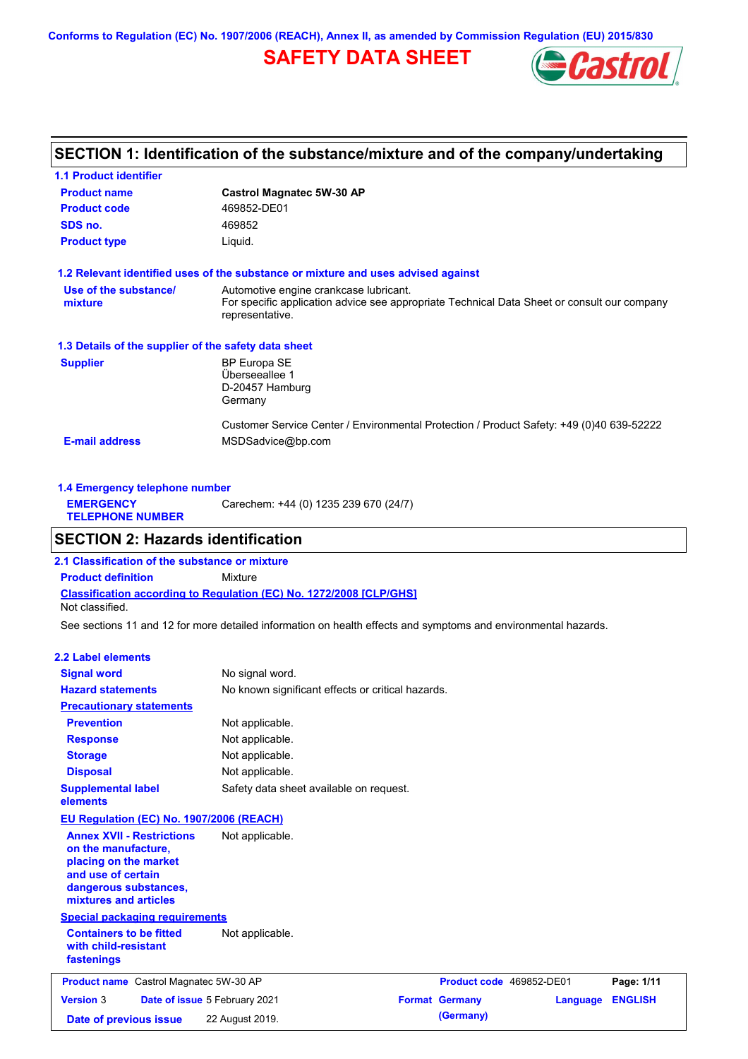Conforms to Regulation (EC) No. 1907/2006 (REACH), Annex II, as amended by Commission Regulation (EU) 2015/830

# SAFETY DATA SHEET

Castrol

## SECTION 1: Identification of the substance/mixture and of the company/undertaking

### 1.1 Product identifier

| | |
|---|---|
| **Product name** | **Castrol Magnatec 5W-30 AP** |
| **Product code** | 469852-DE01 |
| **SDS no.** | 469852 |
| **Product type** | Liquid. |

### 1.2 Relevant identified uses of the substance or mixture and uses advised against

| | |
|---|---|
| **Use of the substance/ mixture** | Automotive engine crankcase lubricant. For specific application advice see appropriate Technical Data Sheet or consult our company representative. |

### 1.3 Details of the supplier of the safety data sheet

| | |
|---|---|
| **Supplier** | BP Europa SE<br>Überseeallee 1<br>D-20457 Hamburg<br>Germany<br><br>Customer Service Center / Environmental Protection / Product Safety: +49 (0)40 639-52222 |
| **E-mail address** | MSDSadvice@bp.com |

### 1.4 Emergency telephone number

| | |
|---|---|
| **EMERGENCY TELEPHONE NUMBER** | Carechem: +44 (0) 1235 239 670 (24/7) |

## SECTION 2: Hazards identification

### 2.1 Classification of the substance or mixture

**Product definition** Mixture

**Classification according to Regulation (EC) No. 1272/2008 [CLP/GHS]**

Not classified.

See sections 11 and 12 for more detailed information on health effects and symptoms and environmental hazards.

### 2.2 Label elements

| | |
|---|---|
| **Signal word** | No signal word. |
| **Hazard statements** | No known significant effects or critical hazards. |
| **Precautionary statements** | |
| **Prevention** | Not applicable. |
| **Response** | Not applicable. |
| **Storage** | Not applicable. |
| **Disposal** | Not applicable. |
| **Supplemental label elements** | Safety data sheet available on request. |

**EU Regulation (EC) No. 1907/2006 (REACH)**

| | |
|---|---|
| **Annex XVII - Restrictions on the manufacture, placing on the market and use of certain dangerous substances, mixtures and articles** | Not applicable. |

**Special packaging requirements**

| | |
|---|---|
| **Containers to be fitted with child-resistant fastenings** | Not applicable. |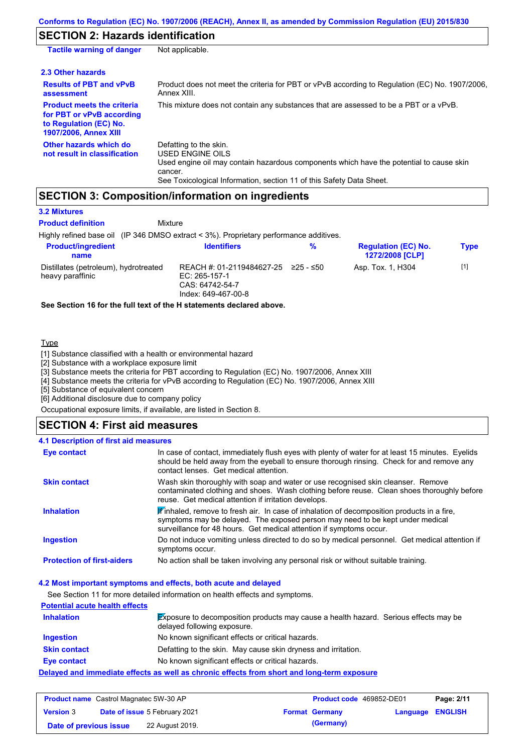## SECTION 2: Hazards identification

**Tactile warning of danger** Not applicable.

### 2.3 Other hazards

**Results of PBT and vPvB assessment** Product does not meet the criteria for PBT or vPvB according to Regulation (EC) No. 1907/2006, Annex XIII.

**Product meets the criteria for PBT or vPvB according to Regulation (EC) No. 1907/2006, Annex XIII** This mixture does not contain any substances that are assessed to be a PBT or a vPvB.

**Other hazards which do not result in classification** Defatting to the skin.
USED ENGINE OILS
Used engine oil may contain hazardous components which have the potential to cause skin cancer.
See Toxicological Information, section 11 of this Safety Data Sheet.

## SECTION 3: Composition/information on ingredients

### 3.2 Mixtures

**Product definition** Mixture

Highly refined base oil (IP 346 DMSO extract < 3%). Proprietary performance additives.

| Product/ingredient name | Identifiers | % | Regulation (EC) No. 1272/2008 [CLP] | Type |
|---|---|---|---|---|
| Distillates (petroleum), hydrotreated heavy paraffinic | REACH #: 01-2119484627-25<br>EC: 265-157-1<br>CAS: 64742-54-7<br>Index: 649-467-00-8 | ≥25 - ≤50 | Asp. Tox. 1, H304 | [1] |

**See Section 16 for the full text of the H statements declared above.**

Type

[1] Substance classified with a health or environmental hazard
[2] Substance with a workplace exposure limit
[3] Substance meets the criteria for PBT according to Regulation (EC) No. 1907/2006, Annex XIII
[4] Substance meets the criteria for vPvB according to Regulation (EC) No. 1907/2006, Annex XIII
[5] Substance of equivalent concern
[6] Additional disclosure due to company policy

Occupational exposure limits, if available, are listed in Section 8.

## SECTION 4: First aid measures

### 4.1 Description of first aid measures

**Eye contact** In case of contact, immediately flush eyes with plenty of water for at least 15 minutes. Eyelids should be held away from the eyeball to ensure thorough rinsing. Check for and remove any contact lenses. Get medical attention.

**Skin contact** Wash skin thoroughly with soap and water or use recognised skin cleanser. Remove contaminated clothing and shoes. Wash clothing before reuse. Clean shoes thoroughly before reuse. Get medical attention if irritation develops.

**Inhalation** If inhaled, remove to fresh air. In case of inhalation of decomposition products in a fire, symptoms may be delayed. The exposed person may need to be kept under medical surveillance for 48 hours. Get medical attention if symptoms occur.

**Ingestion** Do not induce vomiting unless directed to do so by medical personnel. Get medical attention if symptoms occur.

**Protection of first-aiders** No action shall be taken involving any personal risk or without suitable training.

### 4.2 Most important symptoms and effects, both acute and delayed

See Section 11 for more detailed information on health effects and symptoms.

**Potential acute health effects**

**Inhalation** Exposure to decomposition products may cause a health hazard. Serious effects may be delayed following exposure.

**Ingestion** No known significant effects or critical hazards.

**Skin contact** Defatting to the skin. May cause skin dryness and irritation.

**Eye contact** No known significant effects or critical hazards.

**Delayed and immediate effects as well as chronic effects from short and long-term exposure**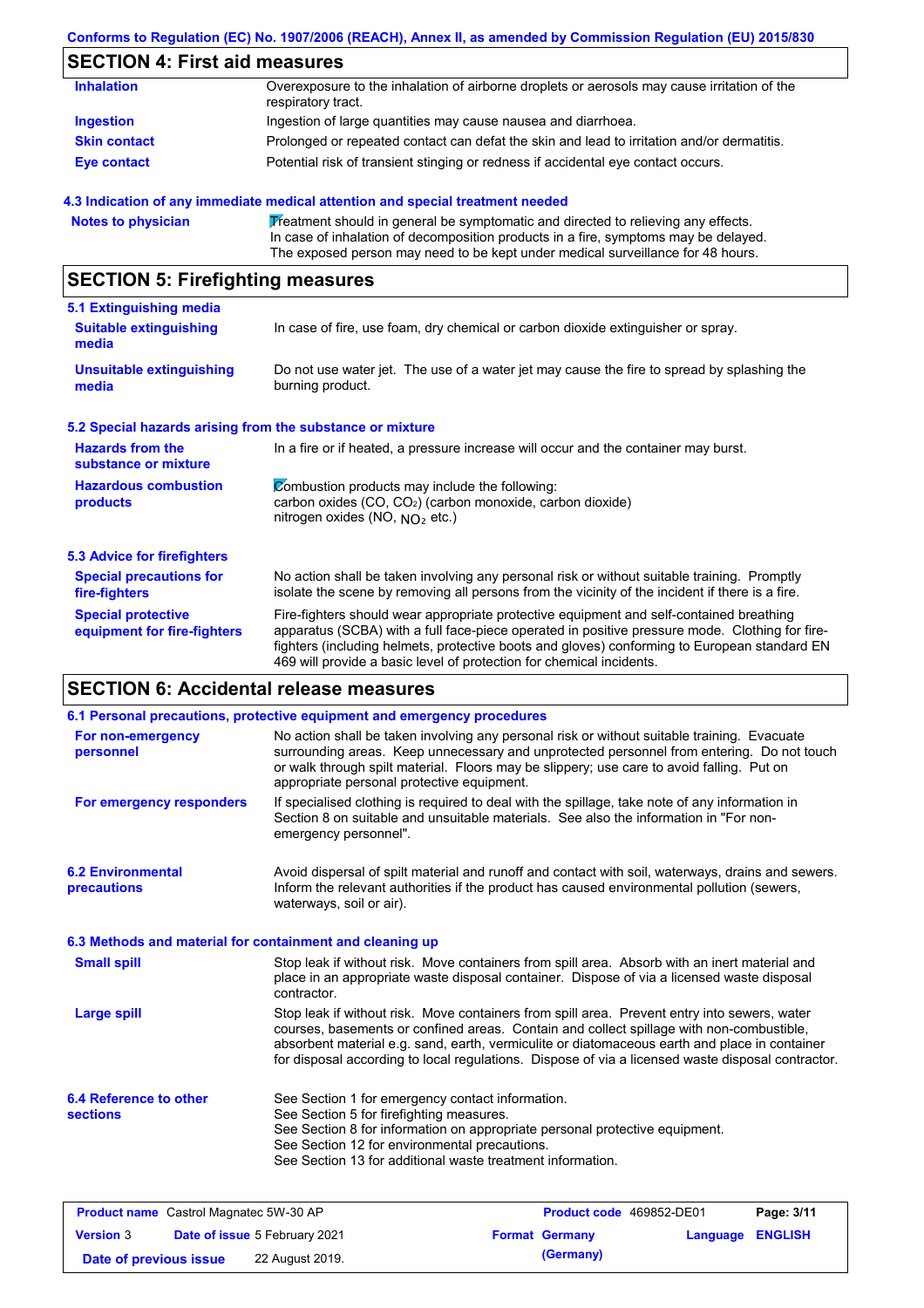## SECTION 4: First aid measures

| | |
|---|---|
| **Inhalation** | Overexposure to the inhalation of airborne droplets or aerosols may cause irritation of the respiratory tract. |
| **Ingestion** | Ingestion of large quantities may cause nausea and diarrhoea. |
| **Skin contact** | Prolonged or repeated contact can defat the skin and lead to irritation and/or dermatitis. |
| **Eye contact** | Potential risk of transient stinging or redness if accidental eye contact occurs. |

### 4.3 Indication of any immediate medical attention and special treatment needed

| | |
|---|---|
| **Notes to physician** | Treatment should in general be symptomatic and directed to relieving any effects. In case of inhalation of decomposition products in a fire, symptoms may be delayed. The exposed person may need to be kept under medical surveillance for 48 hours. |

## SECTION 5: Firefighting measures

### 5.1 Extinguishing media

| | |
|---|---|
| **Suitable extinguishing media** | In case of fire, use foam, dry chemical or carbon dioxide extinguisher or spray. |
| **Unsuitable extinguishing media** | Do not use water jet. The use of a water jet may cause the fire to spread by splashing the burning product. |

### 5.2 Special hazards arising from the substance or mixture

| | |
|---|---|
| **Hazards from the substance or mixture** | In a fire or if heated, a pressure increase will occur and the container may burst. |
| **Hazardous combustion products** | Combustion products may include the following:<br>carbon oxides (CO, $CO_2$) (carbon monoxide, carbon dioxide)<br>nitrogen oxides (NO, $NO_2$ etc.) |

### 5.3 Advice for firefighters

| | |
|---|---|
| **Special precautions for fire-fighters** | No action shall be taken involving any personal risk or without suitable training. Promptly isolate the scene by removing all persons from the vicinity of the incident if there is a fire. |
| **Special protective equipment for fire-fighters** | Fire-fighters should wear appropriate protective equipment and self-contained breathing apparatus (SCBA) with a full face-piece operated in positive pressure mode. Clothing for fire-fighters (including helmets, protective boots and gloves) conforming to European standard EN 469 will provide a basic level of protection for chemical incidents. |

## SECTION 6: Accidental release measures

### 6.1 Personal precautions, protective equipment and emergency procedures

| | |
|---|---|
| **For non-emergency personnel** | No action shall be taken involving any personal risk or without suitable training. Evacuate surrounding areas. Keep unnecessary and unprotected personnel from entering. Do not touch or walk through spilt material. Floors may be slippery; use care to avoid falling. Put on appropriate personal protective equipment. |
| **For emergency responders** | If specialised clothing is required to deal with the spillage, take note of any information in Section 8 on suitable and unsuitable materials. See also the information in "For non-emergency personnel". |

| | |
|---|---|
| **6.2 Environmental precautions** | Avoid dispersal of spilt material and runoff and contact with soil, waterways, drains and sewers. Inform the relevant authorities if the product has caused environmental pollution (sewers, waterways, soil or air). |

### 6.3 Methods and material for containment and cleaning up

| | |
|---|---|
| **Small spill** | Stop leak if without risk. Move containers from spill area. Absorb with an inert material and place in an appropriate waste disposal container. Dispose of via a licensed waste disposal contractor. |
| **Large spill** | Stop leak if without risk. Move containers from spill area. Prevent entry into sewers, water courses, basements or confined areas. Contain and collect spillage with non-combustible, absorbent material e.g. sand, earth, vermiculite or diatomaceous earth and place in container for disposal according to local regulations. Dispose of via a licensed waste disposal contractor. |

| | |
|---|---|
| **6.4 Reference to other sections** | See Section 1 for emergency contact information.<br>See Section 5 for firefighting measures.<br>See Section 8 for information on appropriate personal protective equipment.<br>See Section 12 for environmental precautions.<br>See Section 13 for additional waste treatment information. |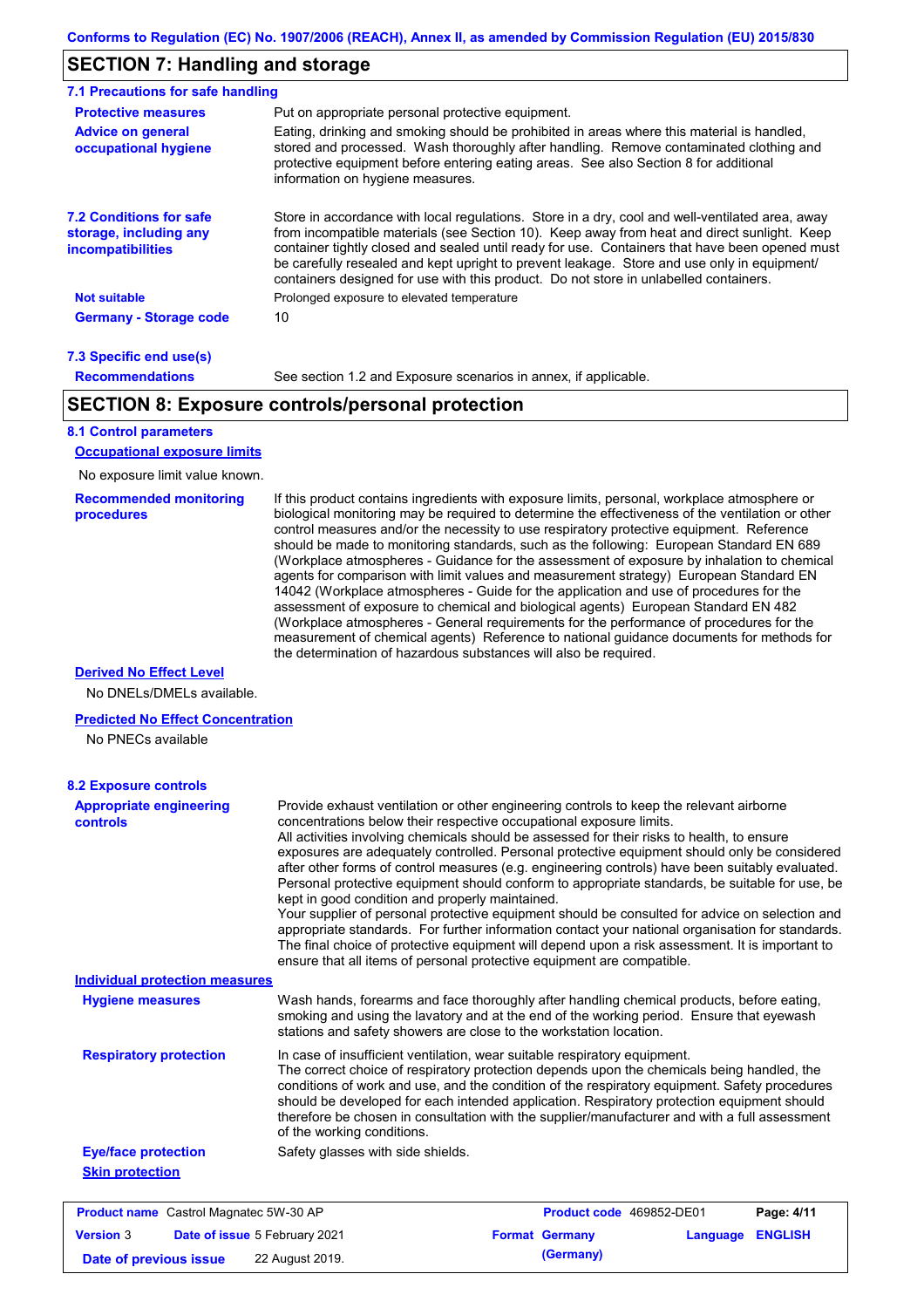## SECTION 7: Handling and storage

### 7.1 Precautions for safe handling

**Protective measures**

Put on appropriate personal protective equipment.

**Advice on general occupational hygiene**

Eating, drinking and smoking should be prohibited in areas where this material is handled, stored and processed. Wash thoroughly after handling. Remove contaminated clothing and protective equipment before entering eating areas. See also Section 8 for additional information on hygiene measures.

### 7.2 Conditions for safe storage, including any incompatibilities

Store in accordance with local regulations. Store in a dry, cool and well-ventilated area, away from incompatible materials (see Section 10). Keep away from heat and direct sunlight. Keep container tightly closed and sealed until ready for use. Containers that have been opened must be carefully resealed and kept upright to prevent leakage. Store and use only in equipment/ containers designed for use with this product. Do not store in unlabelled containers.

**Not suitable**

Prolonged exposure to elevated temperature

**Germany - Storage code**

10

### 7.3 Specific end use(s)

**Recommendations**

See section 1.2 and Exposure scenarios in annex, if applicable.

## SECTION 8: Exposure controls/personal protection

### 8.1 Control parameters

**Occupational exposure limits**

No exposure limit value known.

**Recommended monitoring procedures**

If this product contains ingredients with exposure limits, personal, workplace atmosphere or biological monitoring may be required to determine the effectiveness of the ventilation or other control measures and/or the necessity to use respiratory protective equipment. Reference should be made to monitoring standards, such as the following: European Standard EN 689 (Workplace atmospheres - Guidance for the assessment of exposure by inhalation to chemical agents for comparison with limit values and measurement strategy) European Standard EN 14042 (Workplace atmospheres - Guide for the application and use of procedures for the assessment of exposure to chemical and biological agents) European Standard EN 482 (Workplace atmospheres - General requirements for the performance of procedures for the measurement of chemical agents) Reference to national guidance documents for methods for the determination of hazardous substances will also be required.

**Derived No Effect Level**

No DNELs/DMELs available.

**Predicted No Effect Concentration**

No PNECs available

### 8.2 Exposure controls

**Appropriate engineering controls**

Provide exhaust ventilation or other engineering controls to keep the relevant airborne concentrations below their respective occupational exposure limits.
All activities involving chemicals should be assessed for their risks to health, to ensure exposures are adequately controlled. Personal protective equipment should only be considered after other forms of control measures (e.g. engineering controls) have been suitably evaluated. Personal protective equipment should conform to appropriate standards, be suitable for use, be kept in good condition and properly maintained.
Your supplier of personal protective equipment should be consulted for advice on selection and appropriate standards. For further information contact your national organisation for standards. The final choice of protective equipment will depend upon a risk assessment. It is important to ensure that all items of personal protective equipment are compatible.

**Individual protection measures**

**Hygiene measures**

Wash hands, forearms and face thoroughly after handling chemical products, before eating, smoking and using the lavatory and at the end of the working period. Ensure that eyewash stations and safety showers are close to the workstation location.

**Respiratory protection**

In case of insufficient ventilation, wear suitable respiratory equipment.
The correct choice of respiratory protection depends upon the chemicals being handled, the conditions of work and use, and the condition of the respiratory equipment. Safety procedures should be developed for each intended application. Respiratory protection equipment should therefore be chosen in consultation with the supplier/manufacturer and with a full assessment of the working conditions.

**Eye/face protection**

Safety glasses with side shields.

**Skin protection**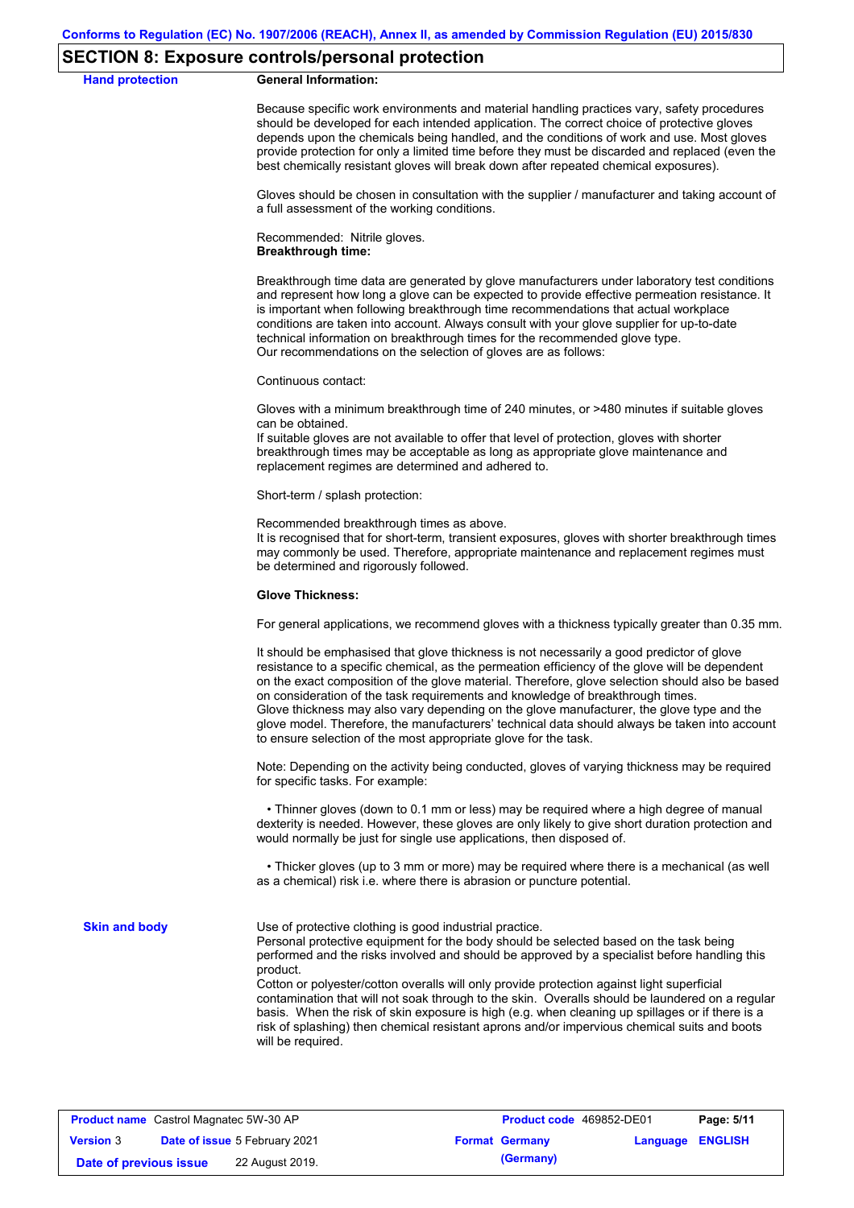## SECTION 8: Exposure controls/personal protection

**Hand protection**

**General Information:**

Because specific work environments and material handling practices vary, safety procedures should be developed for each intended application. The correct choice of protective gloves depends upon the chemicals being handled, and the conditions of work and use. Most gloves provide protection for only a limited time before they must be discarded and replaced (even the best chemically resistant gloves will break down after repeated chemical exposures).

Gloves should be chosen in consultation with the supplier / manufacturer and taking account of a full assessment of the working conditions.

Recommended: Nitrile gloves.
**Breakthrough time:**

Breakthrough time data are generated by glove manufacturers under laboratory test conditions and represent how long a glove can be expected to provide effective permeation resistance. It is important when following breakthrough time recommendations that actual workplace conditions are taken into account. Always consult with your glove supplier for up-to-date technical information on breakthrough times for the recommended glove type.
Our recommendations on the selection of gloves are as follows:

Continuous contact:

Gloves with a minimum breakthrough time of 240 minutes, or >480 minutes if suitable gloves can be obtained.
If suitable gloves are not available to offer that level of protection, gloves with shorter breakthrough times may be acceptable as long as appropriate glove maintenance and replacement regimes are determined and adhered to.

Short-term / splash protection:

Recommended breakthrough times as above.
It is recognised that for short-term, transient exposures, gloves with shorter breakthrough times may commonly be used. Therefore, appropriate maintenance and replacement regimes must be determined and rigorously followed.

**Glove Thickness:**

For general applications, we recommend gloves with a thickness typically greater than 0.35 mm.

It should be emphasised that glove thickness is not necessarily a good predictor of glove resistance to a specific chemical, as the permeation efficiency of the glove will be dependent on the exact composition of the glove material. Therefore, glove selection should also be based on consideration of the task requirements and knowledge of breakthrough times.
Glove thickness may also vary depending on the glove manufacturer, the glove type and the glove model. Therefore, the manufacturers' technical data should always be taken into account to ensure selection of the most appropriate glove for the task.

Note: Depending on the activity being conducted, gloves of varying thickness may be required for specific tasks. For example:

- Thinner gloves (down to 0.1 mm or less) may be required where a high degree of manual dexterity is needed. However, these gloves are only likely to give short duration protection and would normally be just for single use applications, then disposed of.

- Thicker gloves (up to 3 mm or more) may be required where there is a mechanical (as well as a chemical) risk i.e. where there is abrasion or puncture potential.

**Skin and body**

Use of protective clothing is good industrial practice.
Personal protective equipment for the body should be selected based on the task being performed and the risks involved and should be approved by a specialist before handling this product.
Cotton or polyester/cotton overalls will only provide protection against light superficial contamination that will not soak through to the skin. Overalls should be laundered on a regular basis. When the risk of skin exposure is high (e.g. when cleaning up spillages or if there is a risk of splashing) then chemical resistant aprons and/or impervious chemical suits and boots will be required.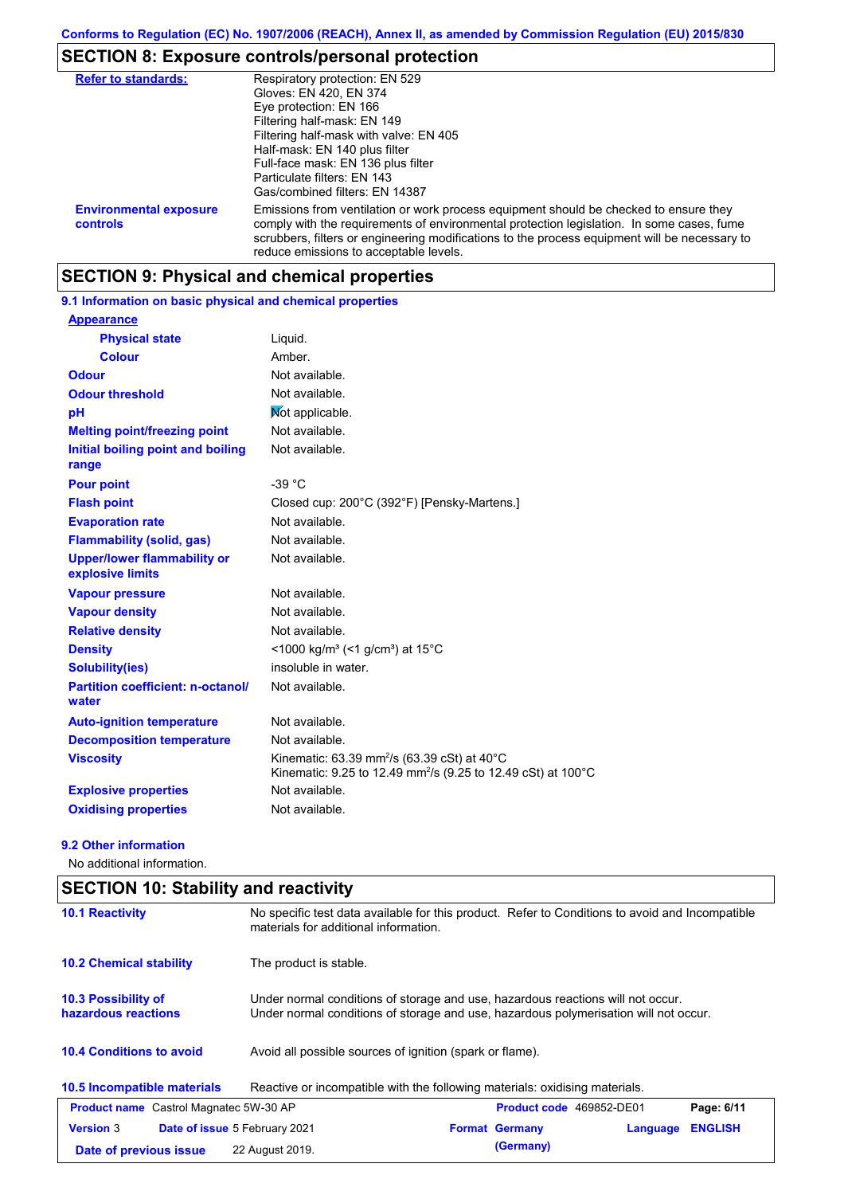Conforms to Regulation (EC) No. 1907/2006 (REACH), Annex II, as amended by Commission Regulation (EU) 2015/830

## SECTION 8: Exposure controls/personal protection

| | |
|---|---|
| **Refer to standards:** | Respiratory protection: EN 529<br>Gloves: EN 420, EN 374<br>Eye protection: EN 166<br>Filtering half-mask: EN 149<br>Filtering half-mask with valve: EN 405<br>Half-mask: EN 140 plus filter<br>Full-face mask: EN 136 plus filter<br>Particulate filters: EN 143<br>Gas/combined filters: EN 14387 |
| **Environmental exposure controls** | Emissions from ventilation or work process equipment should be checked to ensure they comply with the requirements of environmental protection legislation. In some cases, fume scrubbers, filters or engineering modifications to the process equipment will be necessary to reduce emissions to acceptable levels. |

## SECTION 9: Physical and chemical properties

### 9.1 Information on basic physical and chemical properties

| | |
|---|---|
| **Appearance** | |
| **Physical state** | Liquid. |
| **Colour** | Amber. |
| **Odour** | Not available. |
| **Odour threshold** | Not available. |
| **pH** | Not applicable. |
| **Melting point/freezing point** | Not available. |
| **Initial boiling point and boiling range** | Not available. |
| **Pour point** | -39 °C |
| **Flash point** | Closed cup: 200°C (392°F) [Pensky-Martens.] |
| **Evaporation rate** | Not available. |
| **Flammability (solid, gas)** | Not available. |
| **Upper/lower flammability or explosive limits** | Not available. |
| **Vapour pressure** | Not available. |
| **Vapour density** | Not available. |
| **Relative density** | Not available. |
| **Density** | <1000 kg/m³ (<1 g/cm³) at 15°C |
| **Solubility(ies)** | insoluble in water. |
| **Partition coefficient: n-octanol/ water** | Not available. |
| **Auto-ignition temperature** | Not available. |
| **Decomposition temperature** | Not available. |
| **Viscosity** | Kinematic: 63.39 mm²/s (63.39 cSt) at 40°C<br>Kinematic: 9.25 to 12.49 mm²/s (9.25 to 12.49 cSt) at 100°C |
| **Explosive properties** | Not available. |
| **Oxidising properties** | Not available. |

### 9.2 Other information

No additional information.

## SECTION 10: Stability and reactivity

| | |
|---|---|
| **10.1 Reactivity** | No specific test data available for this product. Refer to Conditions to avoid and Incompatible materials for additional information. |
| **10.2 Chemical stability** | The product is stable. |
| **10.3 Possibility of hazardous reactions** | Under normal conditions of storage and use, hazardous reactions will not occur.<br>Under normal conditions of storage and use, hazardous polymerisation will not occur. |
| **10.4 Conditions to avoid** | Avoid all possible sources of ignition (spark or flame). |
| **10.5 Incompatible materials** | Reactive or incompatible with the following materials: oxidising materials. |

| | | | |
|---|---|---|---|
| **Product name** Castrol Magnatec 5W-30 AP | | **Product code** 469852-DE01 | |
| **Version** 3 | **Date of issue** 5 February 2021 | **Format** Germany (Germany) | **Language** ENGLISH |
| **Date of previous issue** | 22 August 2019. | | |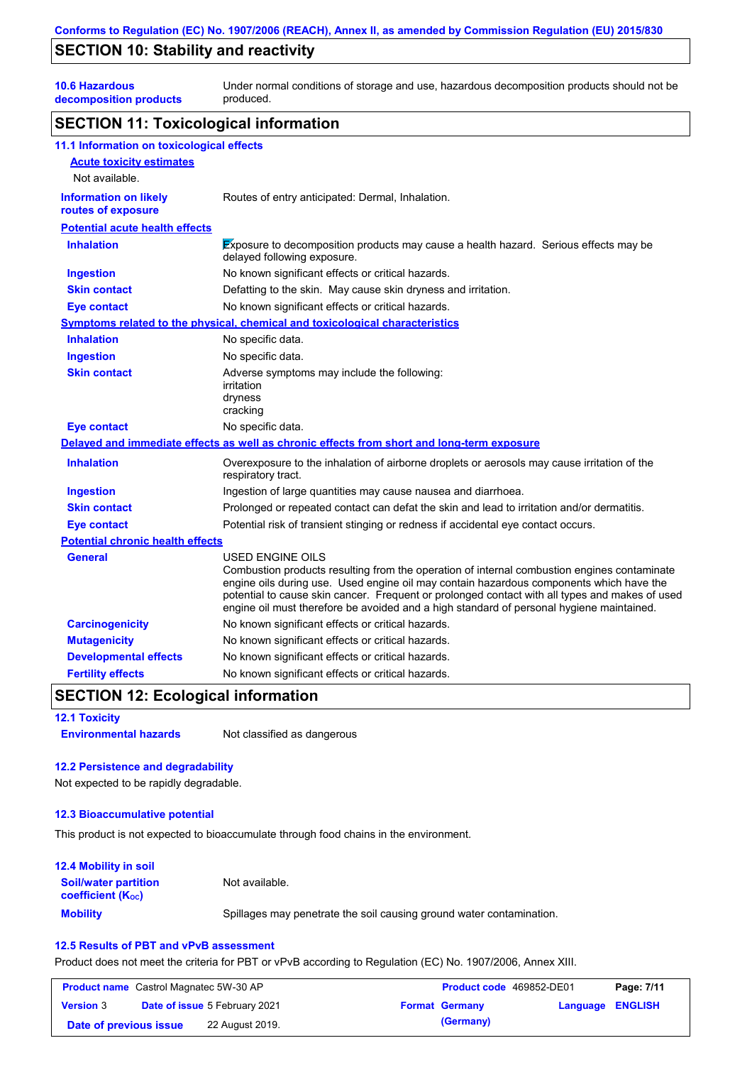## SECTION 10: Stability and reactivity

| | |
|---|---|
| **10.6 Hazardous decomposition products** | Under normal conditions of storage and use, hazardous decomposition products should not be produced. |

## SECTION 11: Toxicological information

### 11.1 Information on toxicological effects

**Acute toxicity estimates**

Not available.

| | |
|---|---|
| **Information on likely routes of exposure** | Routes of entry anticipated: Dermal, Inhalation. |

**Potential acute health effects**

| | |
|---|---|
| **Inhalation** | Exposure to decomposition products may cause a health hazard. Serious effects may be delayed following exposure. |
| **Ingestion** | No known significant effects or critical hazards. |
| **Skin contact** | Defatting to the skin. May cause skin dryness and irritation. |
| **Eye contact** | No known significant effects or critical hazards. |

**Symptoms related to the physical, chemical and toxicological characteristics**

| | |
|---|---|
| **Inhalation** | No specific data. |
| **Ingestion** | No specific data. |
| **Skin contact** | Adverse symptoms may include the following:<br>irritation<br>dryness<br>cracking |
| **Eye contact** | No specific data. |

**Delayed and immediate effects as well as chronic effects from short and long-term exposure**

| | |
|---|---|
| **Inhalation** | Overexposure to the inhalation of airborne droplets or aerosols may cause irritation of the respiratory tract. |
| **Ingestion** | Ingestion of large quantities may cause nausea and diarrhoea. |
| **Skin contact** | Prolonged or repeated contact can defat the skin and lead to irritation and/or dermatitis. |
| **Eye contact** | Potential risk of transient stinging or redness if accidental eye contact occurs. |

**Potential chronic health effects**

| | |
|---|---|
| **General** | USED ENGINE OILS<br>Combustion products resulting from the operation of internal combustion engines contaminate engine oils during use. Used engine oil may contain hazardous components which have the potential to cause skin cancer. Frequent or prolonged contact with all types and makes of used engine oil must therefore be avoided and a high standard of personal hygiene maintained. |
| **Carcinogenicity** | No known significant effects or critical hazards. |
| **Mutagenicity** | No known significant effects or critical hazards. |
| **Developmental effects** | No known significant effects or critical hazards. |
| **Fertility effects** | No known significant effects or critical hazards. |

## SECTION 12: Ecological information

### 12.1 Toxicity

| | |
|---|---|
| **Environmental hazards** | Not classified as dangerous |

### 12.2 Persistence and degradability

Not expected to be rapidly degradable.

### 12.3 Bioaccumulative potential

This product is not expected to bioaccumulate through food chains in the environment.

### 12.4 Mobility in soil

| | |
|---|---|
| **Soil/water partition coefficient ($K_{OC}$)** | Not available. |
| **Mobility** | Spillages may penetrate the soil causing ground water contamination. |

### 12.5 Results of PBT and vPvB assessment

Product does not meet the criteria for PBT or vPvB according to Regulation (EC) No. 1907/2006, Annex XIII.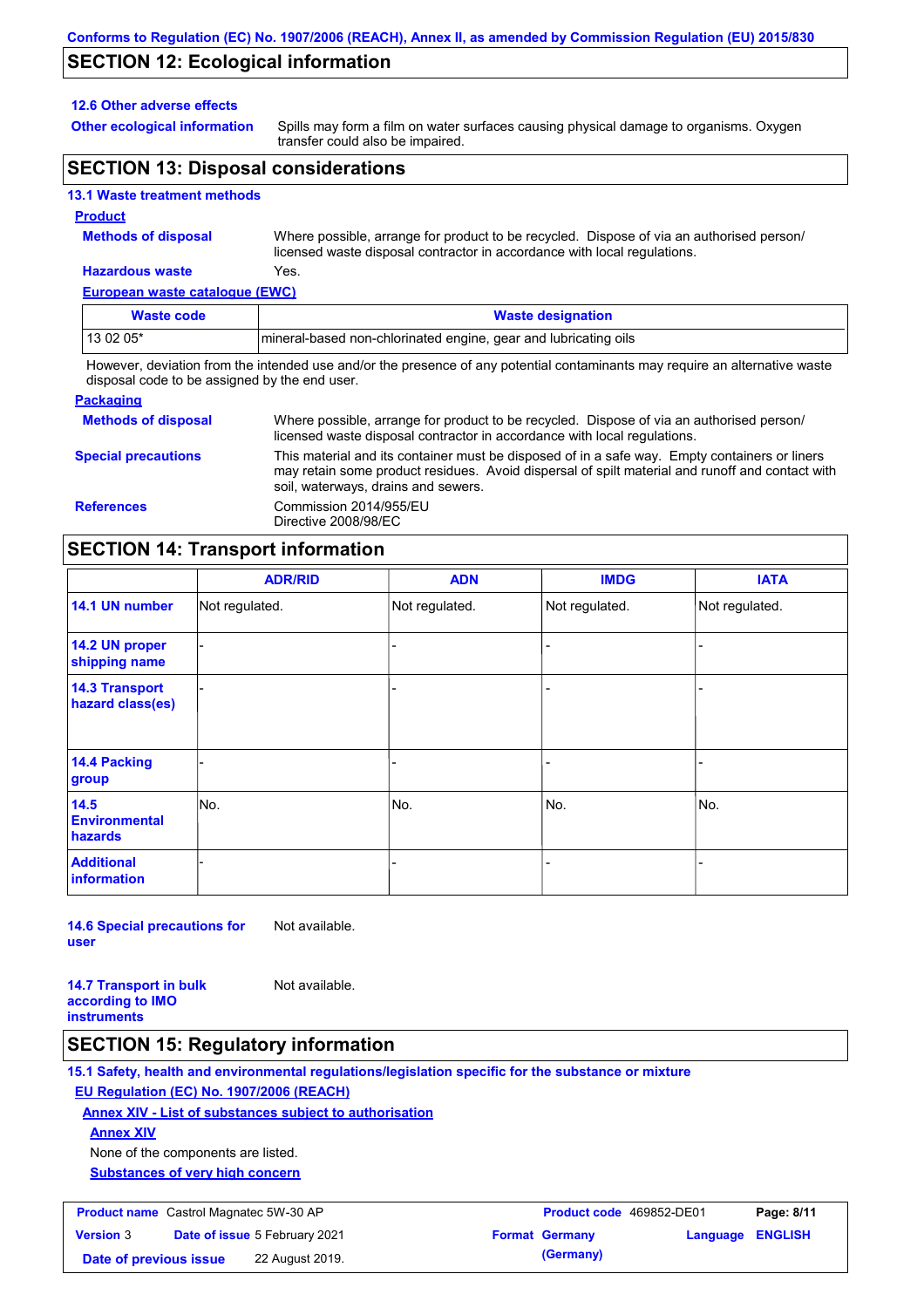## SECTION 12: Ecological information

### 12.6 Other adverse effects

**Other ecological information**: Spills may form a film on water surfaces causing physical damage to organisms. Oxygen transfer could also be impaired.

## SECTION 13: Disposal considerations

### 13.1 Waste treatment methods

**Product**

**Methods of disposal**: Where possible, arrange for product to be recycled. Dispose of via an authorised person/ licensed waste disposal contractor in accordance with local regulations.

**Hazardous waste**: Yes.

**European waste catalogue (EWC)**

| Waste code | Waste designation |
| --- | --- |
| 13 02 05* | mineral-based non-chlorinated engine, gear and lubricating oils |

However, deviation from the intended use and/or the presence of any potential contaminants may require an alternative waste disposal code to be assigned by the end user.

**Packaging**

**Methods of disposal**: Where possible, arrange for product to be recycled. Dispose of via an authorised person/ licensed waste disposal contractor in accordance with local regulations.

**Special precautions**: This material and its container must be disposed of in a safe way. Empty containers or liners may retain some product residues. Avoid dispersal of spilt material and runoff and contact with soil, waterways, drains and sewers.

**References**: Commission 2014/955/EU
Directive 2008/98/EC

## SECTION 14: Transport information

| | ADR/RID | ADN | IMDG | IATA |
| --- | --- | --- | --- | --- |
| 14.1 UN number | Not regulated. | Not regulated. | Not regulated. | Not regulated. |
| 14.2 UN proper shipping name | - | - | - | - |
| 14.3 Transport hazard class(es) | - | - | - | - |
| 14.4 Packing group | - | - | - | - |
| 14.5 Environmental hazards | No. | No. | No. | No. |
| Additional information | - | - | - | - |

**14.6 Special precautions for user**: Not available.

**14.7 Transport in bulk according to IMO instruments**: Not available.

## SECTION 15: Regulatory information

### 15.1 Safety, health and environmental regulations/legislation specific for the substance or mixture

**EU Regulation (EC) No. 1907/2006 (REACH)**

**Annex XIV - List of substances subject to authorisation**

**Annex XIV**

None of the components are listed.

**Substances of very high concern**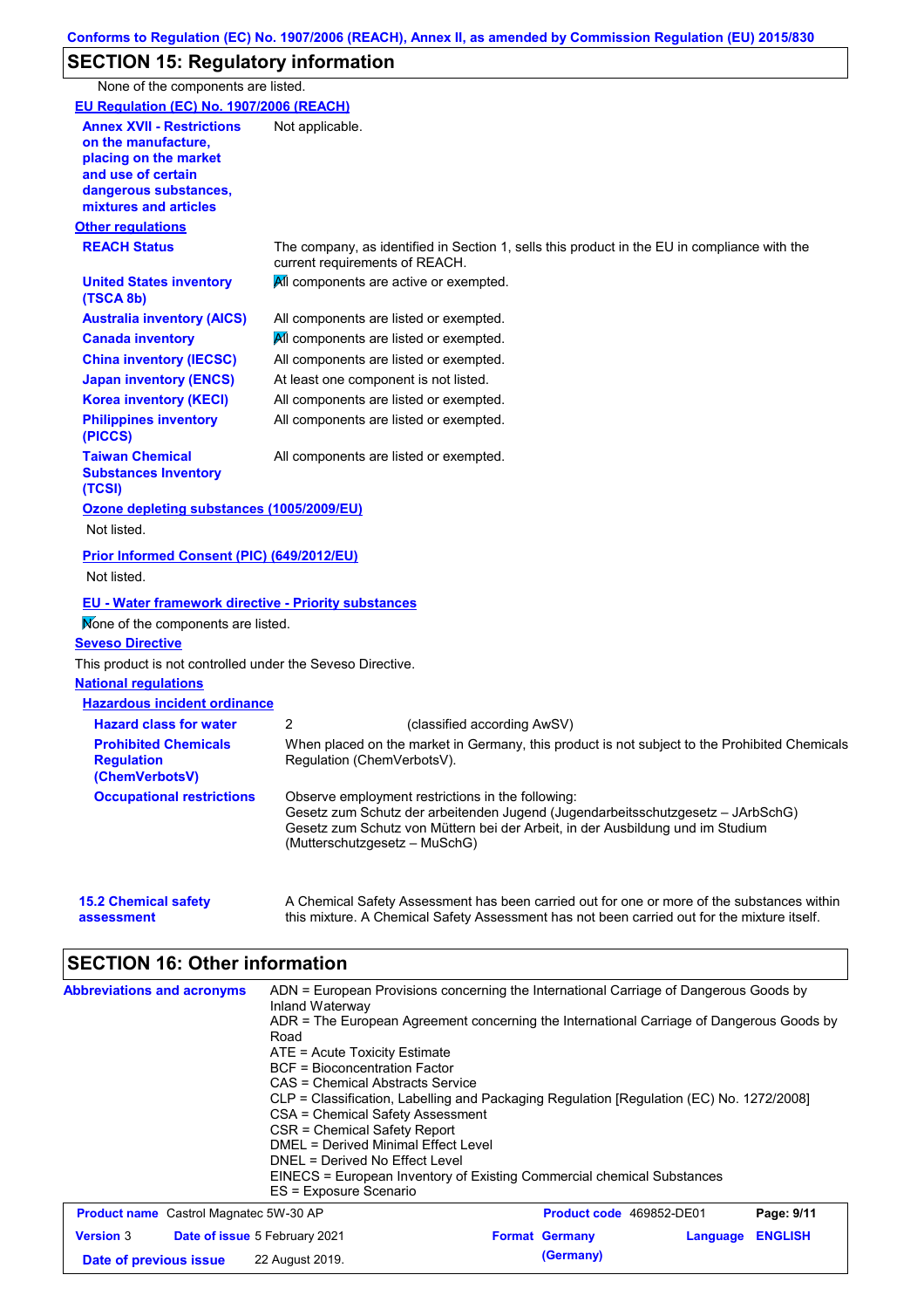## SECTION 15: Regulatory information

None of the components are listed.

**EU Regulation (EC) No. 1907/2006 (REACH)**

| | |
|---|---|
| **Annex XVII - Restrictions on the manufacture, placing on the market and use of certain dangerous substances, mixtures and articles** | Not applicable. |

**Other regulations**

| | |
|---|---|
| **REACH Status** | The company, as identified in Section 1, sells this product in the EU in compliance with the current requirements of REACH. |
| **United States inventory (TSCA 8b)** | All components are active or exempted. |
| **Australia inventory (AICS)** | All components are listed or exempted. |
| **Canada inventory** | All components are listed or exempted. |
| **China inventory (IECSC)** | All components are listed or exempted. |
| **Japan inventory (ENCS)** | At least one component is not listed. |
| **Korea inventory (KECI)** | All components are listed or exempted. |
| **Philippines inventory (PICCS)** | All components are listed or exempted. |
| **Taiwan Chemical Substances Inventory (TCSI)** | All components are listed or exempted. |

**Ozone depleting substances (1005/2009/EU)**

Not listed.

**Prior Informed Consent (PIC) (649/2012/EU)**

Not listed.

**EU - Water framework directive - Priority substances**

None of the components are listed.

**Seveso Directive**

This product is not controlled under the Seveso Directive.

**National regulations**

**Hazardous incident ordinance**

| | |
|---|---|
| **Hazard class for water** | 2 (classified according AwSV) |
| **Prohibited Chemicals Regulation (ChemVerbotsV)** | When placed on the market in Germany, this product is not subject to the Prohibited Chemicals Regulation (ChemVerbotsV). |
| **Occupational restrictions** | Observe employment restrictions in the following: Gesetz zum Schutz der arbeitenden Jugend (Jugendarbeitsschutzgesetz – JArbSchG) Gesetz zum Schutz von Müttern bei der Arbeit, in der Ausbildung und im Studium (Mutterschutzgesetz – MuSchG) |

| | |
|---|---|
| **15.2 Chemical safety assessment** | A Chemical Safety Assessment has been carried out for one or more of the substances within this mixture. A Chemical Safety Assessment has not been carried out for the mixture itself. |

## SECTION 16: Other information

**Abbreviations and acronyms**

ADN = European Provisions concerning the International Carriage of Dangerous Goods by Inland Waterway
ADR = The European Agreement concerning the International Carriage of Dangerous Goods by Road
ATE = Acute Toxicity Estimate
BCF = Bioconcentration Factor
CAS = Chemical Abstracts Service
CLP = Classification, Labelling and Packaging Regulation [Regulation (EC) No. 1272/2008]
CSA = Chemical Safety Assessment
CSR = Chemical Safety Report
DMEL = Derived Minimal Effect Level
DNEL = Derived No Effect Level
EINECS = European Inventory of Existing Commercial chemical Substances
ES = Exposure Scenario

| | | | |
|---|---|---|---|
| **Product name** Castrol Magnatec 5W-30 AP | | **Product code** 469852-DE01 | |
| **Version** 3 | **Date of issue** 5 February 2021 | **Format** Germany (Germany) | **Language** ENGLISH |
| **Date of previous issue** | 22 August 2019. | | |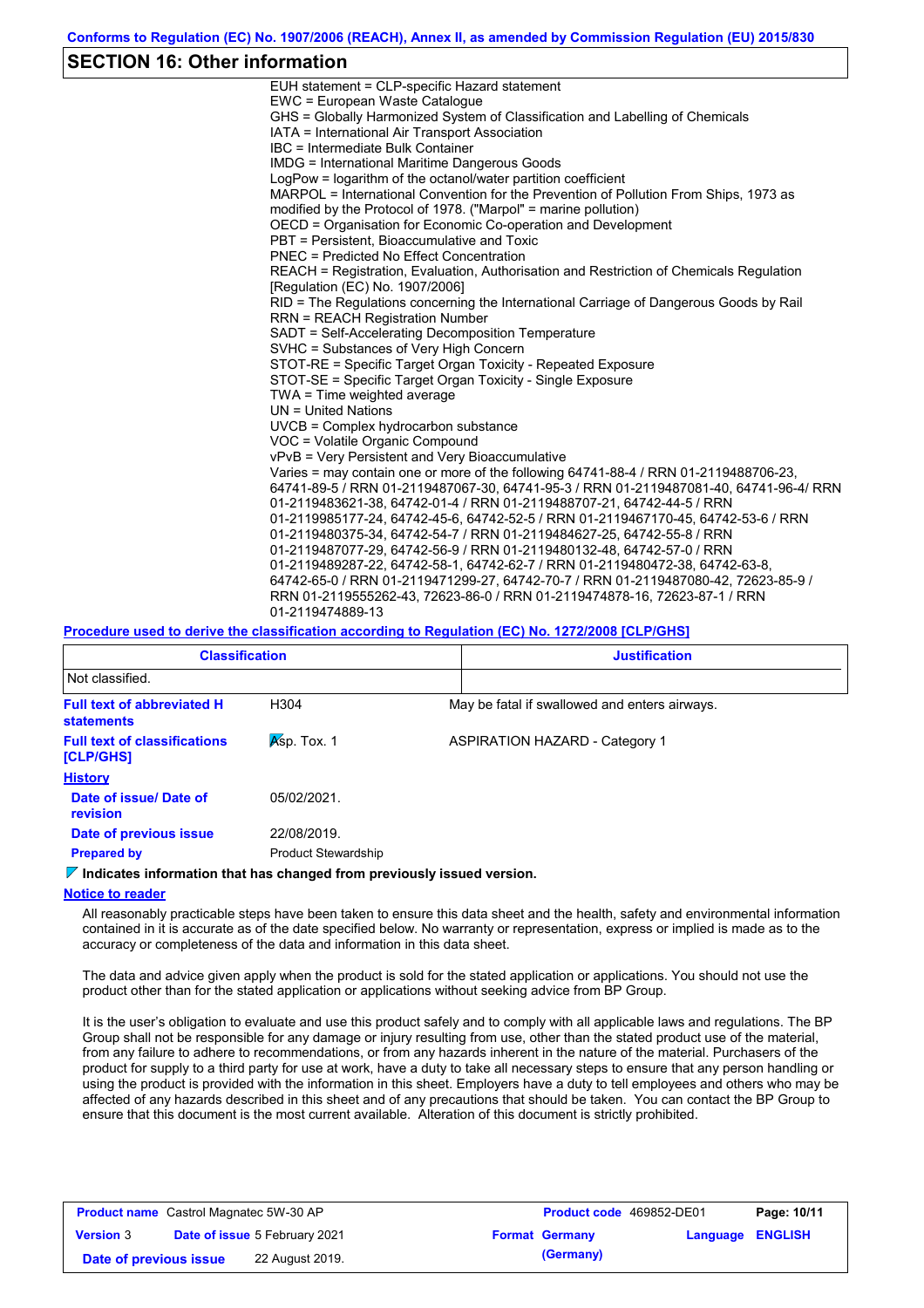## SECTION 16: Other information

EUH statement = CLP-specific Hazard statement
EWC = European Waste Catalogue
GHS = Globally Harmonized System of Classification and Labelling of Chemicals
IATA = International Air Transport Association
IBC = Intermediate Bulk Container
IMDG = International Maritime Dangerous Goods
LogPow = logarithm of the octanol/water partition coefficient
MARPOL = International Convention for the Prevention of Pollution From Ships, 1973 as modified by the Protocol of 1978. ("Marpol" = marine pollution)
OECD = Organisation for Economic Co-operation and Development
PBT = Persistent, Bioaccumulative and Toxic
PNEC = Predicted No Effect Concentration
REACH = Registration, Evaluation, Authorisation and Restriction of Chemicals Regulation [Regulation (EC) No. 1907/2006]
RID = The Regulations concerning the International Carriage of Dangerous Goods by Rail
RRN = REACH Registration Number
SADT = Self-Accelerating Decomposition Temperature
SVHC = Substances of Very High Concern
STOT-RE = Specific Target Organ Toxicity - Repeated Exposure
STOT-SE = Specific Target Organ Toxicity - Single Exposure
TWA = Time weighted average
UN = United Nations
UVCB = Complex hydrocarbon substance
VOC = Volatile Organic Compound
vPvB = Very Persistent and Very Bioaccumulative
Varies = may contain one or more of the following 64741-88-4 / RRN 01-2119488706-23, 64741-89-5 / RRN 01-2119487067-30, 64741-95-3 / RRN 01-2119487081-40, 64741-96-4/ RRN 01-2119483621-38, 64742-01-4 / RRN 01-2119488707-21, 64742-44-5 / RRN 01-2119985177-24, 64742-45-6, 64742-52-5 / RRN 01-2119467170-45, 64742-53-6 / RRN 01-2119480375-34, 64742-54-7 / RRN 01-2119484627-25, 64742-55-8 / RRN 01-2119487077-29, 64742-56-9 / RRN 01-2119480132-48, 64742-57-0 / RRN 01-2119489287-22, 64742-58-1, 64742-62-7 / RRN 01-2119480472-38, 64742-63-8, 64742-65-0 / RRN 01-2119471299-27, 64742-70-7 / RRN 01-2119487080-42, 72623-85-9 / RRN 01-2119555262-43, 72623-86-0 / RRN 01-2119474878-16, 72623-87-1 / RRN 01-2119474889-13

**Procedure used to derive the classification according to Regulation (EC) No. 1272/2008 [CLP/GHS]**

| Classification | Justification |
| --- | --- |
| Not classified. | |

**Full text of abbreviated H statements**: H304 — May be fatal if swallowed and enters airways.

**Full text of classifications [CLP/GHS]**: Asp. Tox. 1 — ASPIRATION HAZARD - Category 1

**History**

**Date of issue/ Date of revision**: 05/02/2021.

**Date of previous issue**: 22/08/2019.

**Prepared by**: Product Stewardship

**Indicates information that has changed from previously issued version.**

**Notice to reader**

All reasonably practicable steps have been taken to ensure this data sheet and the health, safety and environmental information contained in it is accurate as of the date specified below. No warranty or representation, express or implied is made as to the accuracy or completeness of the data and information in this data sheet.

The data and advice given apply when the product is sold for the stated application or applications. You should not use the product other than for the stated application or applications without seeking advice from BP Group.

It is the user's obligation to evaluate and use this product safely and to comply with all applicable laws and regulations. The BP Group shall not be responsible for any damage or injury resulting from use, other than the stated product use of the material, from any failure to adhere to recommendations, or from any hazards inherent in the nature of the material. Purchasers of the product for supply to a third party for use at work, have a duty to take all necessary steps to ensure that any person handling or using the product is provided with the information in this sheet. Employers have a duty to tell employees and others who may be affected of any hazards described in this sheet and of any precautions that should be taken. You can contact the BP Group to ensure that this document is the most current available. Alteration of this document is strictly prohibited.